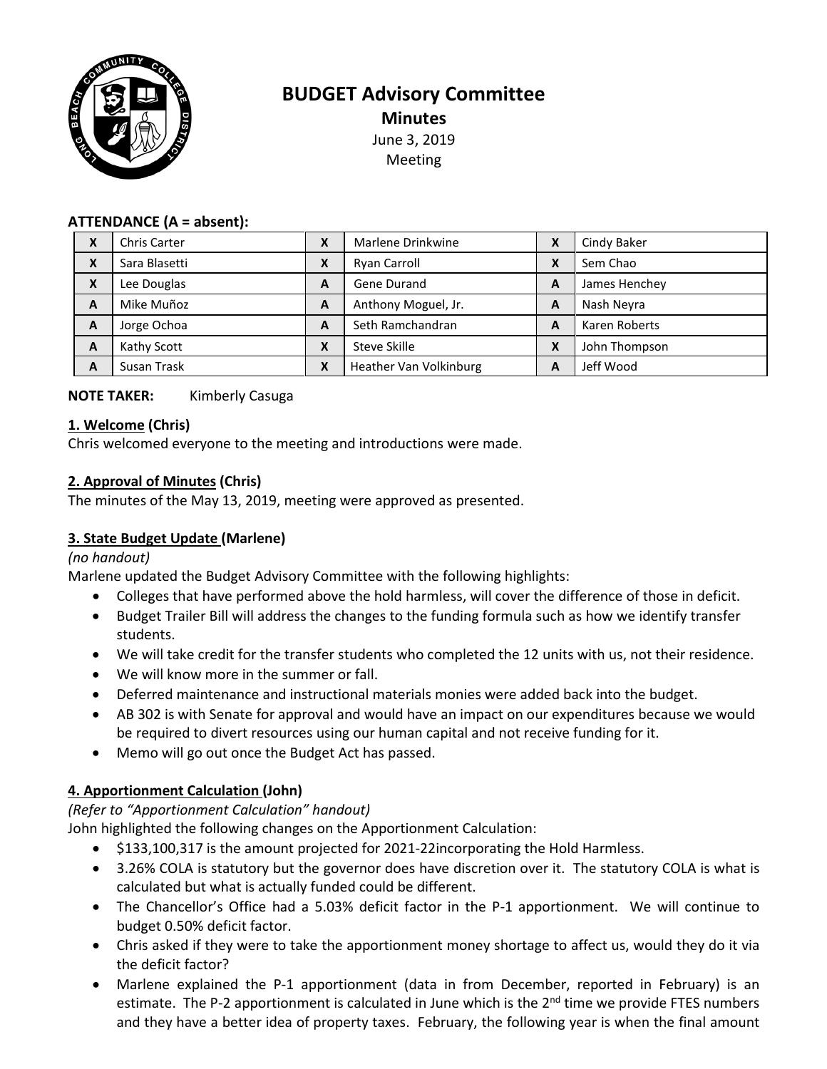# BUDGET Advisory Committee

## Minutes

June 3, 2019

Meeting

**ATTENDANCE (A = absent):**

| | | | | | |
|---|---|---|---|---|---|
| X | Chris Carter | X | Marlene Drinkwine | X | Cindy Baker |
| X | Sara Blasetti | X | Ryan Carroll | X | Sem Chao |
| X | Lee Douglas | A | Gene Durand | A | James Henchey |
| A | Mike Muñoz | A | Anthony Moguel, Jr. | A | Nash Neyra |
| A | Jorge Ochoa | A | Seth Ramchandran | A | Karen Roberts |
| A | Kathy Scott | X | Steve Skille | X | John Thompson |
| A | Susan Trask | X | Heather Van Volkinburg | A | Jeff Wood |

**NOTE TAKER:** Kimberly Casuga

**1. Welcome (Chris)**

Chris welcomed everyone to the meeting and introductions were made.

**2. Approval of Minutes (Chris)**

The minutes of the May 13, 2019, meeting were approved as presented.

**3. State Budget Update (Marlene)**

*(no handout)*

Marlene updated the Budget Advisory Committee with the following highlights:

- Colleges that have performed above the hold harmless, will cover the difference of those in deficit.
- Budget Trailer Bill will address the changes to the funding formula such as how we identify transfer students.
- We will take credit for the transfer students who completed the 12 units with us, not their residence.
- We will know more in the summer or fall.
- Deferred maintenance and instructional materials monies were added back into the budget.
- AB 302 is with Senate for approval and would have an impact on our expenditures because we would be required to divert resources using our human capital and not receive funding for it.
- Memo will go out once the Budget Act has passed.

**4. Apportionment Calculation (John)**

*(Refer to "Apportionment Calculation" handout)*

John highlighted the following changes on the Apportionment Calculation:

- $133,100,317 is the amount projected for 2021-22incorporating the Hold Harmless.
- 3.26% COLA is statutory but the governor does have discretion over it. The statutory COLA is what is calculated but what is actually funded could be different.
- The Chancellor's Office had a 5.03% deficit factor in the P-1 apportionment. We will continue to budget 0.50% deficit factor.
- Chris asked if they were to take the apportionment money shortage to affect us, would they do it via the deficit factor?
- Marlene explained the P-1 apportionment (data in from December, reported in February) is an estimate. The P-2 apportionment is calculated in June which is the 2nd time we provide FTES numbers and they have a better idea of property taxes. February, the following year is when the final amount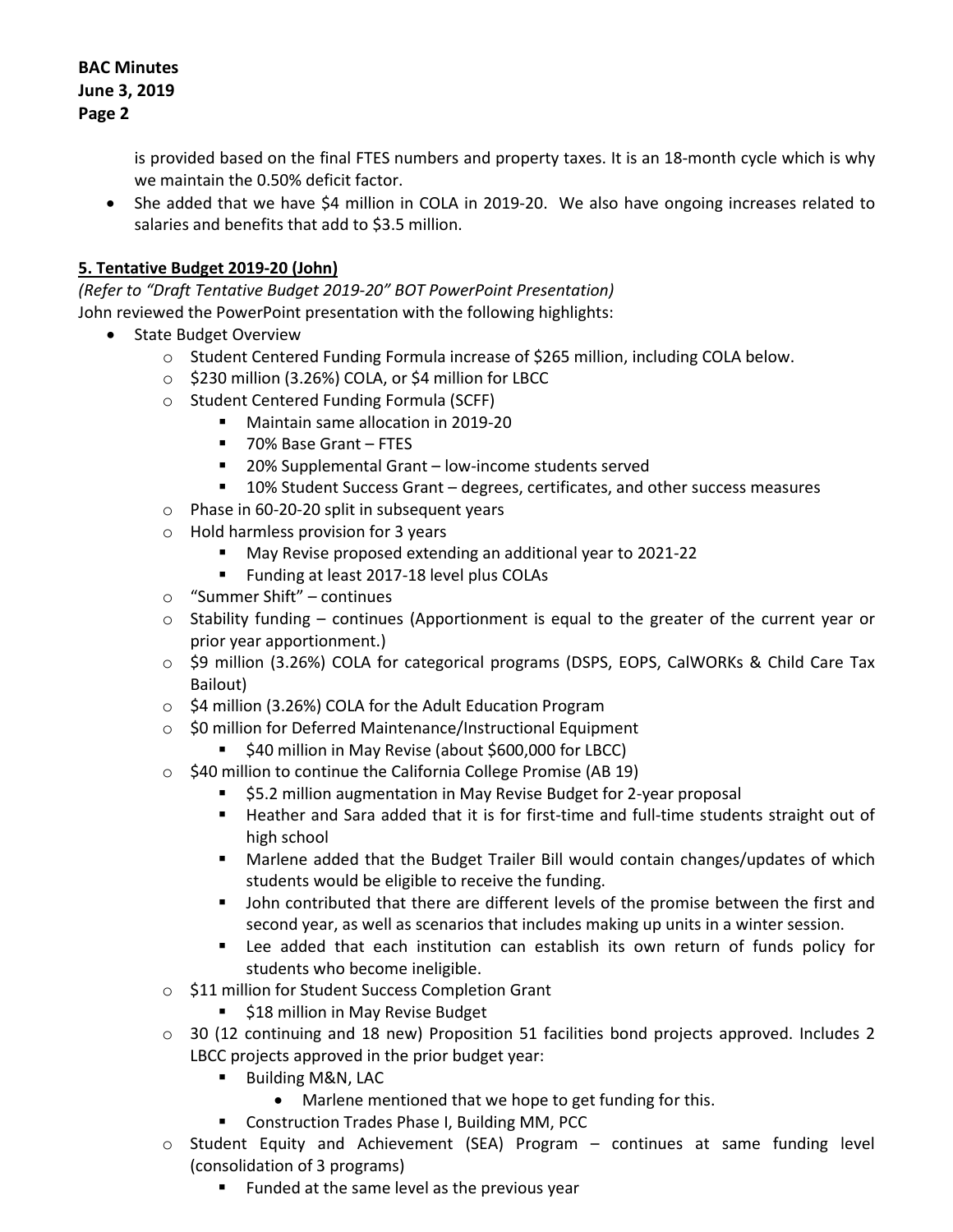is provided based on the final FTES numbers and property taxes. It is an 18-month cycle which is why we maintain the 0.50% deficit factor.

- She added that we have $4 million in COLA in 2019-20. We also have ongoing increases related to salaries and benefits that add to $3.5 million.

**5. Tentative Budget 2019-20 (John)**

*(Refer to "Draft Tentative Budget 2019-20" BOT PowerPoint Presentation)*

John reviewed the PowerPoint presentation with the following highlights:

- State Budget Overview
  - Student Centered Funding Formula increase of $265 million, including COLA below.
  - $230 million (3.26%) COLA, or $4 million for LBCC
  - Student Centered Funding Formula (SCFF)
    - Maintain same allocation in 2019-20
    - 70% Base Grant – FTES
    - 20% Supplemental Grant – low-income students served
    - 10% Student Success Grant – degrees, certificates, and other success measures
  - Phase in 60-20-20 split in subsequent years
  - Hold harmless provision for 3 years
    - May Revise proposed extending an additional year to 2021-22
    - Funding at least 2017-18 level plus COLAs
  - "Summer Shift" – continues
  - Stability funding – continues (Apportionment is equal to the greater of the current year or prior year apportionment.)
  - $9 million (3.26%) COLA for categorical programs (DSPS, EOPS, CalWORKs & Child Care Tax Bailout)
  - $4 million (3.26%) COLA for the Adult Education Program
  - $0 million for Deferred Maintenance/Instructional Equipment
    - $40 million in May Revise (about $600,000 for LBCC)
  - $40 million to continue the California College Promise (AB 19)
    - $5.2 million augmentation in May Revise Budget for 2-year proposal
    - Heather and Sara added that it is for first-time and full-time students straight out of high school
    - Marlene added that the Budget Trailer Bill would contain changes/updates of which students would be eligible to receive the funding.
    - John contributed that there are different levels of the promise between the first and second year, as well as scenarios that includes making up units in a winter session.
    - Lee added that each institution can establish its own return of funds policy for students who become ineligible.
  - $11 million for Student Success Completion Grant
    - $18 million in May Revise Budget
  - 30 (12 continuing and 18 new) Proposition 51 facilities bond projects approved. Includes 2 LBCC projects approved in the prior budget year:
    - Building M&N, LAC
      - Marlene mentioned that we hope to get funding for this.
    - Construction Trades Phase I, Building MM, PCC
  - Student Equity and Achievement (SEA) Program – continues at same funding level (consolidation of 3 programs)
    - Funded at the same level as the previous year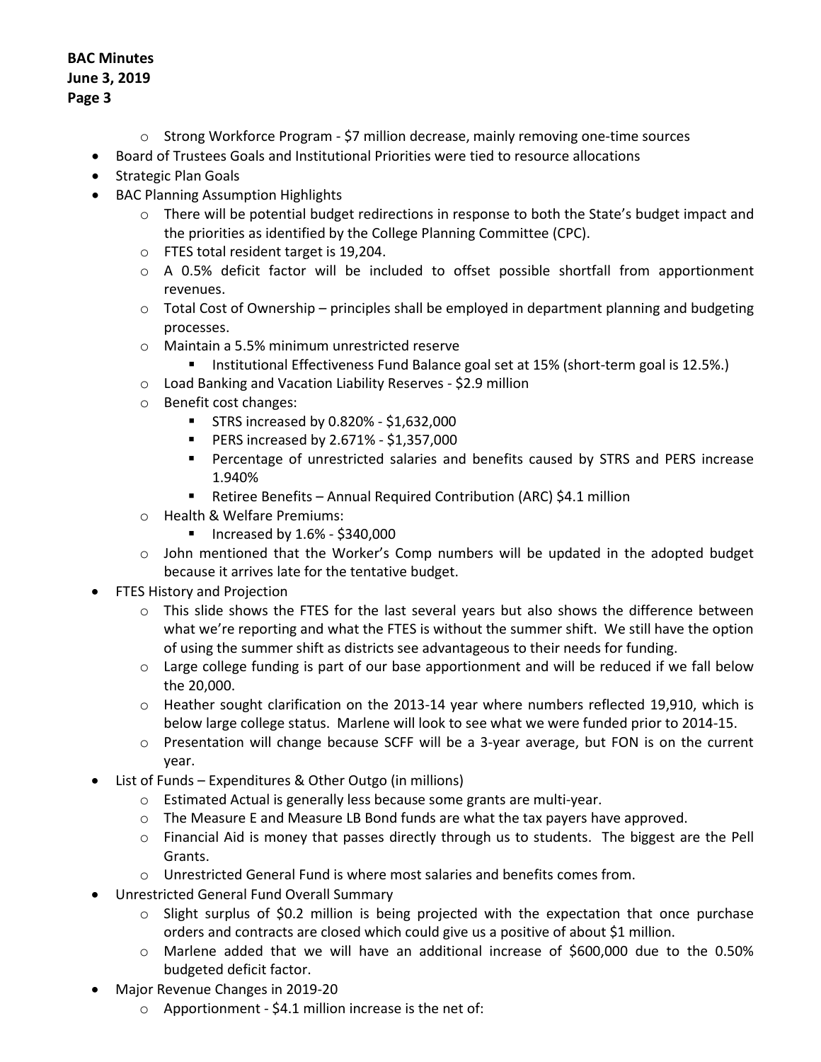- Strong Workforce Program - $7 million decrease, mainly removing one-time sources
- Board of Trustees Goals and Institutional Priorities were tied to resource allocations
- Strategic Plan Goals
- BAC Planning Assumption Highlights
  - There will be potential budget redirections in response to both the State's budget impact and the priorities as identified by the College Planning Committee (CPC).
  - FTES total resident target is 19,204.
  - A 0.5% deficit factor will be included to offset possible shortfall from apportionment revenues.
  - Total Cost of Ownership – principles shall be employed in department planning and budgeting processes.
  - Maintain a 5.5% minimum unrestricted reserve
    - Institutional Effectiveness Fund Balance goal set at 15% (short-term goal is 12.5%.)
  - Load Banking and Vacation Liability Reserves - $2.9 million
  - Benefit cost changes:
    - STRS increased by 0.820% - $1,632,000
    - PERS increased by 2.671% - $1,357,000
    - Percentage of unrestricted salaries and benefits caused by STRS and PERS increase 1.940%
    - Retiree Benefits – Annual Required Contribution (ARC) $4.1 million
  - Health & Welfare Premiums:
    - Increased by 1.6% - $340,000
  - John mentioned that the Worker's Comp numbers will be updated in the adopted budget because it arrives late for the tentative budget.
- FTES History and Projection
  - This slide shows the FTES for the last several years but also shows the difference between what we're reporting and what the FTES is without the summer shift. We still have the option of using the summer shift as districts see advantageous to their needs for funding.
  - Large college funding is part of our base apportionment and will be reduced if we fall below the 20,000.
  - Heather sought clarification on the 2013-14 year where numbers reflected 19,910, which is below large college status. Marlene will look to see what we were funded prior to 2014-15.
  - Presentation will change because SCFF will be a 3-year average, but FON is on the current year.
- List of Funds – Expenditures & Other Outgo (in millions)
  - Estimated Actual is generally less because some grants are multi-year.
  - The Measure E and Measure LB Bond funds are what the tax payers have approved.
  - Financial Aid is money that passes directly through us to students. The biggest are the Pell Grants.
  - Unrestricted General Fund is where most salaries and benefits comes from.
- Unrestricted General Fund Overall Summary
  - Slight surplus of $0.2 million is being projected with the expectation that once purchase orders and contracts are closed which could give us a positive of about $1 million.
  - Marlene added that we will have an additional increase of $600,000 due to the 0.50% budgeted deficit factor.
- Major Revenue Changes in 2019-20
  - Apportionment - $4.1 million increase is the net of: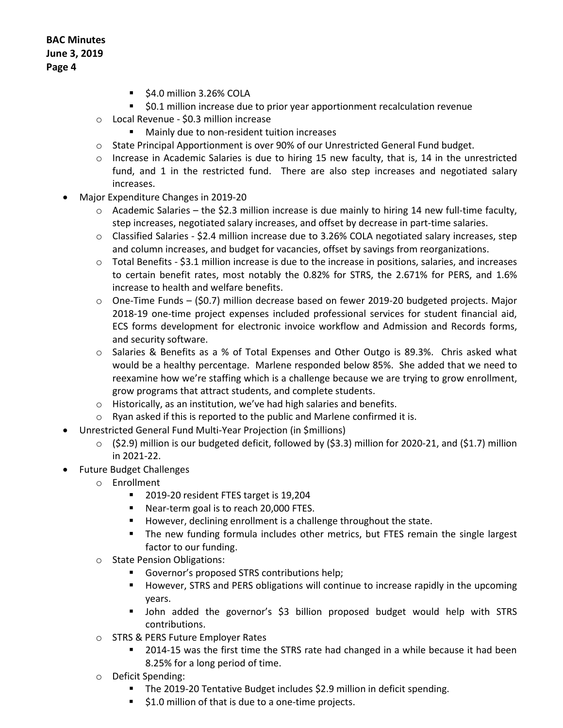- $4.0 million 3.26% COLA
- $0.1 million increase due to prior year apportionment recalculation revenue

- Local Revenue - $0.3 million increase
  - Mainly due to non-resident tuition increases
- State Principal Apportionment is over 90% of our Unrestricted General Fund budget.
- Increase in Academic Salaries is due to hiring 15 new faculty, that is, 14 in the unrestricted fund, and 1 in the restricted fund. There are also step increases and negotiated salary increases.

- Major Expenditure Changes in 2019-20
  - Academic Salaries – the $2.3 million increase is due mainly to hiring 14 new full-time faculty, step increases, negotiated salary increases, and offset by decrease in part-time salaries.
  - Classified Salaries - $2.4 million increase due to 3.26% COLA negotiated salary increases, step and column increases, and budget for vacancies, offset by savings from reorganizations.
  - Total Benefits - $3.1 million increase is due to the increase in positions, salaries, and increases to certain benefit rates, most notably the 0.82% for STRS, the 2.671% for PERS, and 1.6% increase to health and welfare benefits.
  - One-Time Funds – ($0.7) million decrease based on fewer 2019-20 budgeted projects. Major 2018-19 one-time project expenses included professional services for student financial aid, ECS forms development for electronic invoice workflow and Admission and Records forms, and security software.
  - Salaries & Benefits as a % of Total Expenses and Other Outgo is 89.3%. Chris asked what would be a healthy percentage. Marlene responded below 85%. She added that we need to reexamine how we're staffing which is a challenge because we are trying to grow enrollment, grow programs that attract students, and complete students.
  - Historically, as an institution, we've had high salaries and benefits.
  - Ryan asked if this is reported to the public and Marlene confirmed it is.
- Unrestricted General Fund Multi-Year Projection (in $millions)
  - ($2.9) million is our budgeted deficit, followed by ($3.3) million for 2020-21, and ($1.7) million in 2021-22.
- Future Budget Challenges
  - Enrollment
    - 2019-20 resident FTES target is 19,204
    - Near-term goal is to reach 20,000 FTES.
    - However, declining enrollment is a challenge throughout the state.
    - The new funding formula includes other metrics, but FTES remain the single largest factor to our funding.
  - State Pension Obligations:
    - Governor's proposed STRS contributions help;
    - However, STRS and PERS obligations will continue to increase rapidly in the upcoming years.
    - John added the governor's $3 billion proposed budget would help with STRS contributions.
  - STRS & PERS Future Employer Rates
    - 2014-15 was the first time the STRS rate had changed in a while because it had been 8.25% for a long period of time.
  - Deficit Spending:
    - The 2019-20 Tentative Budget includes $2.9 million in deficit spending.
    - $1.0 million of that is due to a one-time projects.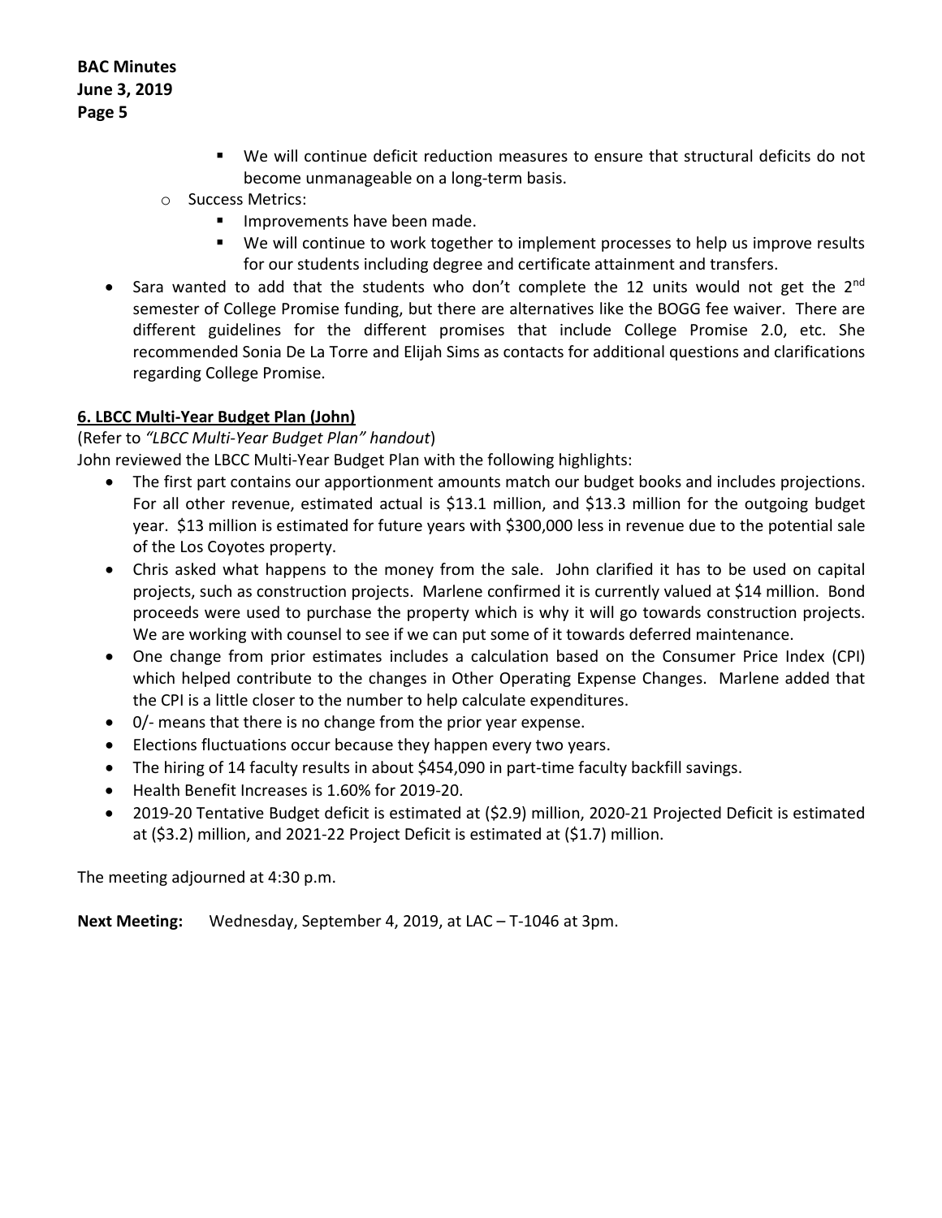- We will continue deficit reduction measures to ensure that structural deficits do not become unmanageable on a long-term basis.
  - Success Metrics:
    - Improvements have been made.
    - We will continue to work together to implement processes to help us improve results for our students including degree and certificate attainment and transfers.
- Sara wanted to add that the students who don't complete the 12 units would not get the 2nd semester of College Promise funding, but there are alternatives like the BOGG fee waiver. There are different guidelines for the different promises that include College Promise 2.0, etc. She recommended Sonia De La Torre and Elijah Sims as contacts for additional questions and clarifications regarding College Promise.

**6. LBCC Multi-Year Budget Plan (John)**

(Refer to *"LBCC Multi-Year Budget Plan" handout*)

John reviewed the LBCC Multi-Year Budget Plan with the following highlights:

- The first part contains our apportionment amounts match our budget books and includes projections. For all other revenue, estimated actual is $13.1 million, and $13.3 million for the outgoing budget year. $13 million is estimated for future years with $300,000 less in revenue due to the potential sale of the Los Coyotes property.
- Chris asked what happens to the money from the sale. John clarified it has to be used on capital projects, such as construction projects. Marlene confirmed it is currently valued at $14 million. Bond proceeds were used to purchase the property which is why it will go towards construction projects. We are working with counsel to see if we can put some of it towards deferred maintenance.
- One change from prior estimates includes a calculation based on the Consumer Price Index (CPI) which helped contribute to the changes in Other Operating Expense Changes. Marlene added that the CPI is a little closer to the number to help calculate expenditures.
- 0/- means that there is no change from the prior year expense.
- Elections fluctuations occur because they happen every two years.
- The hiring of 14 faculty results in about $454,090 in part-time faculty backfill savings.
- Health Benefit Increases is 1.60% for 2019-20.
- 2019-20 Tentative Budget deficit is estimated at ($2.9) million, 2020-21 Projected Deficit is estimated at ($3.2) million, and 2021-22 Project Deficit is estimated at ($1.7) million.

The meeting adjourned at 4:30 p.m.

**Next Meeting:** Wednesday, September 4, 2019, at LAC – T-1046 at 3pm.